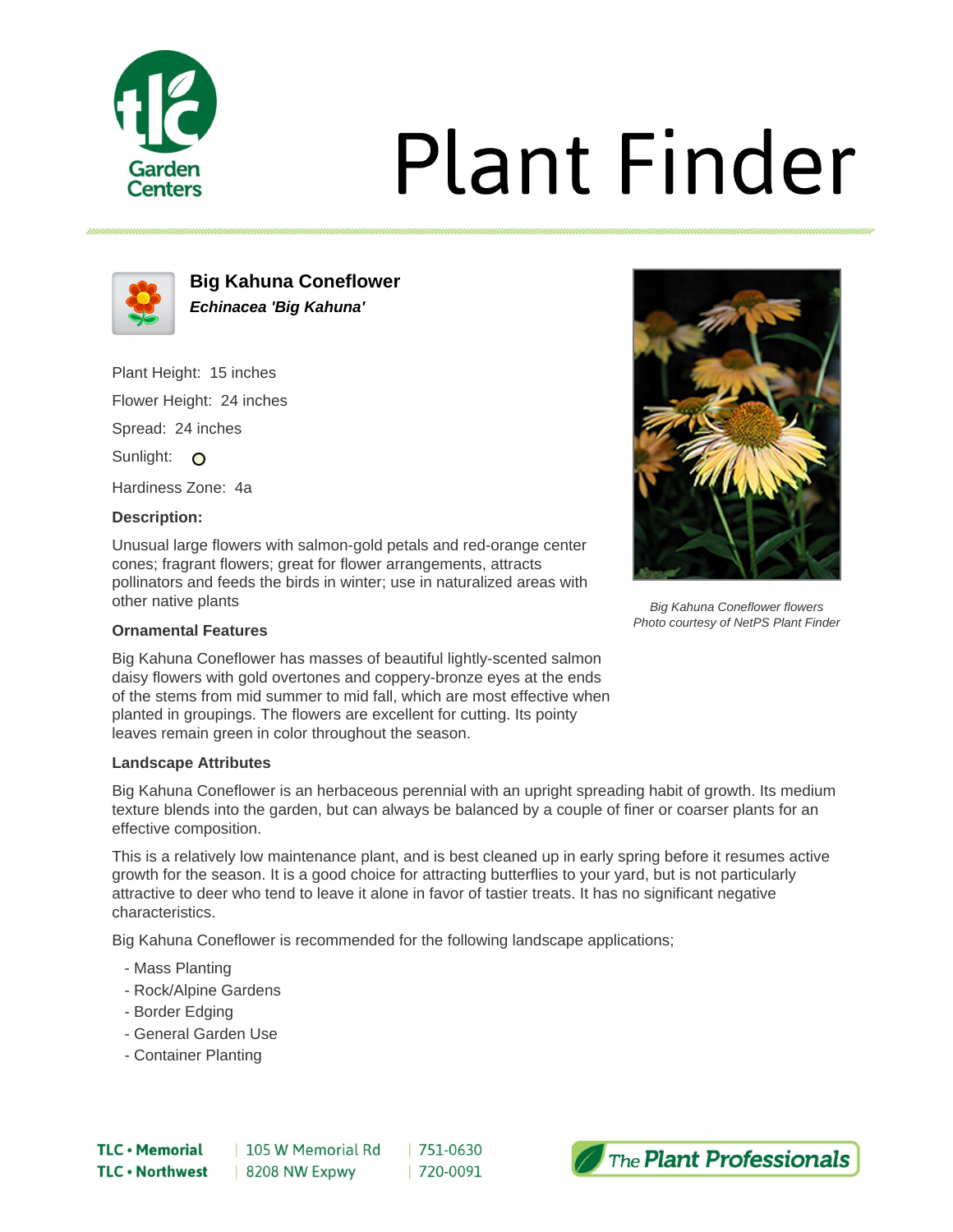# Plant Finder

## Big Kahuna Coneflower

***Echinacea 'Big Kahuna'***

Plant Height: 15 inches

Flower Height: 24 inches

Spread: 24 inches

Sunlight:

Hardiness Zone: 4a

**Description:**

Unusual large flowers with salmon-gold petals and red-orange center cones; fragrant flowers; great for flower arrangements, attracts pollinators and feeds the birds in winter; use in naturalized areas with other native plants

*Big Kahuna Coneflower flowers*
*Photo courtesy of NetPS Plant Finder*

### Ornamental Features

Big Kahuna Coneflower has masses of beautiful lightly-scented salmon daisy flowers with gold overtones and coppery-bronze eyes at the ends of the stems from mid summer to mid fall, which are most effective when planted in groupings. The flowers are excellent for cutting. Its pointy leaves remain green in color throughout the season.

### Landscape Attributes

Big Kahuna Coneflower is an herbaceous perennial with an upright spreading habit of growth. Its medium texture blends into the garden, but can always be balanced by a couple of finer or coarser plants for an effective composition.

This is a relatively low maintenance plant, and is best cleaned up in early spring before it resumes active growth for the season. It is a good choice for attracting butterflies to your yard, but is not particularly attractive to deer who tend to leave it alone in favor of tastier treats. It has no significant negative characteristics.

Big Kahuna Coneflower is recommended for the following landscape applications;

- Mass Planting
- Rock/Alpine Gardens
- Border Edging
- General Garden Use
- Container Planting

**TLC • Memorial** | 105 W Memorial Rd | 751-0630
**TLC • Northwest** | 8208 NW Expwy | 720-0091

The Plant Professionals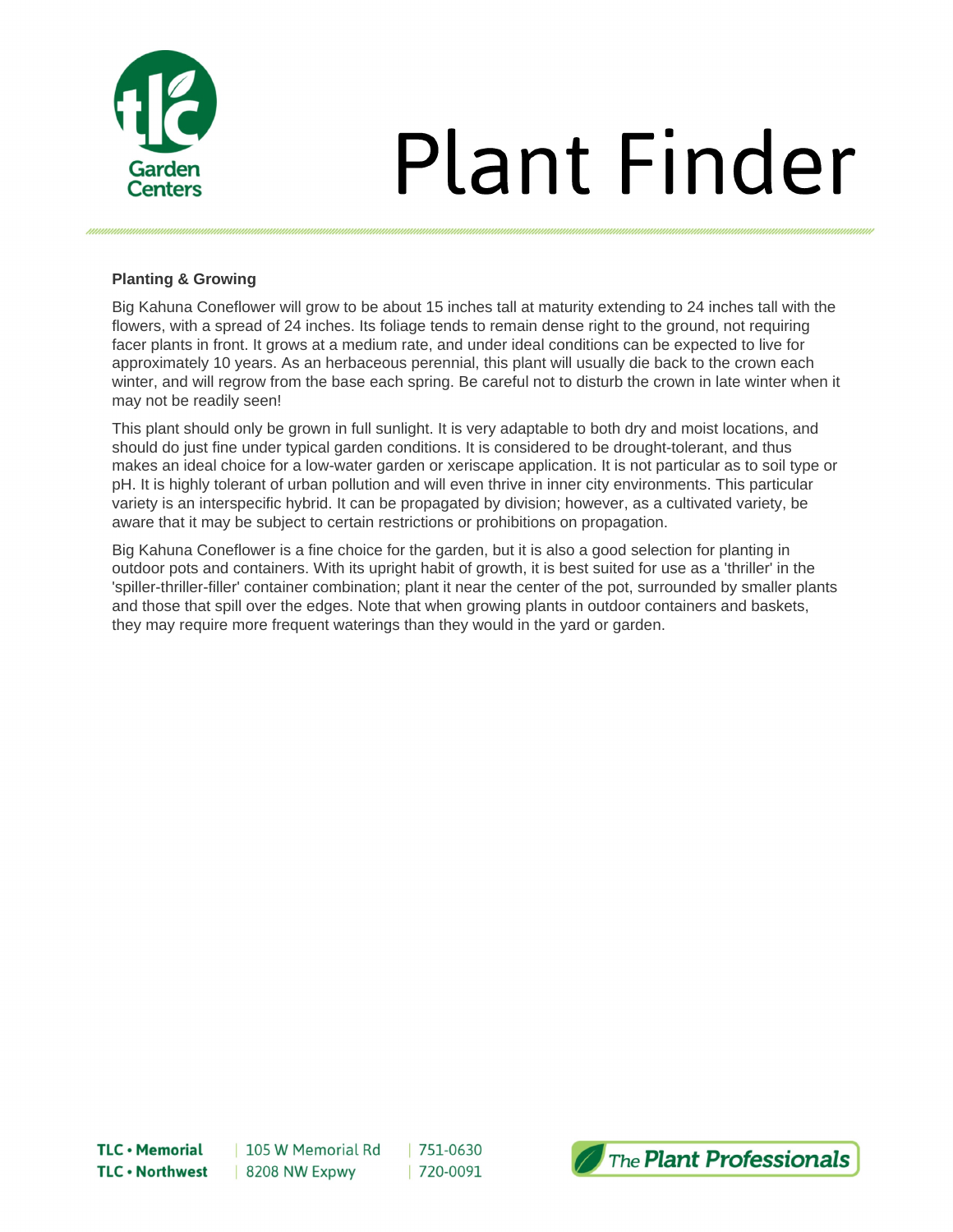## Planting & Growing

Big Kahuna Coneflower will grow to be about 15 inches tall at maturity extending to 24 inches tall with the flowers, with a spread of 24 inches. Its foliage tends to remain dense right to the ground, not requiring facer plants in front. It grows at a medium rate, and under ideal conditions can be expected to live for approximately 10 years. As an herbaceous perennial, this plant will usually die back to the crown each winter, and will regrow from the base each spring. Be careful not to disturb the crown in late winter when it may not be readily seen!

This plant should only be grown in full sunlight. It is very adaptable to both dry and moist locations, and should do just fine under typical garden conditions. It is considered to be drought-tolerant, and thus makes an ideal choice for a low-water garden or xeriscape application. It is not particular as to soil type or pH. It is highly tolerant of urban pollution and will even thrive in inner city environments. This particular variety is an interspecific hybrid. It can be propagated by division; however, as a cultivated variety, be aware that it may be subject to certain restrictions or prohibitions on propagation.

Big Kahuna Coneflower is a fine choice for the garden, but it is also a good selection for planting in outdoor pots and containers. With its upright habit of growth, it is best suited for use as a 'thriller' in the 'spiller-thriller-filler' container combination; plant it near the center of the pot, surrounded by smaller plants and those that spill over the edges. Note that when growing plants in outdoor containers and baskets, they may require more frequent waterings than they would in the yard or garden.